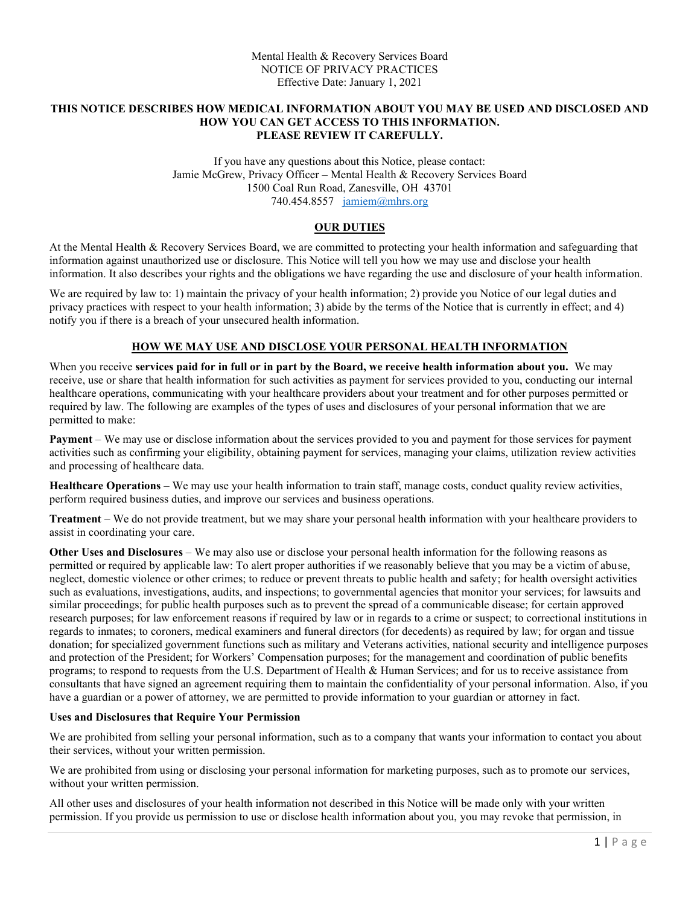Mental Health & Recovery Services Board
NOTICE OF PRIVACY PRACTICES
Effective Date: January 1, 2021

**THIS NOTICE DESCRIBES HOW MEDICAL INFORMATION ABOUT YOU MAY BE USED AND DISCLOSED AND HOW YOU CAN GET ACCESS TO THIS INFORMATION.**
**PLEASE REVIEW IT CAREFULLY.**

If you have any questions about this Notice, please contact:
Jamie McGrew, Privacy Officer – Mental Health & Recovery Services Board
1500 Coal Run Road, Zanesville, OH 43701
740.454.8557 jamiem@mhrs.org

## OUR DUTIES

At the Mental Health & Recovery Services Board, we are committed to protecting your health information and safeguarding that information against unauthorized use or disclosure. This Notice will tell you how we may use and disclose your health information. It also describes your rights and the obligations we have regarding the use and disclosure of your health information.

We are required by law to: 1) maintain the privacy of your health information; 2) provide you Notice of our legal duties and privacy practices with respect to your health information; 3) abide by the terms of the Notice that is currently in effect; and 4) notify you if there is a breach of your unsecured health information.

## HOW WE MAY USE AND DISCLOSE YOUR PERSONAL HEALTH INFORMATION

When you receive **services paid for in full or in part by the Board, we receive health information about you.** We may receive, use or share that health information for such activities as payment for services provided to you, conducting our internal healthcare operations, communicating with your healthcare providers about your treatment and for other purposes permitted or required by law. The following are examples of the types of uses and disclosures of your personal information that we are permitted to make:

**Payment** – We may use or disclose information about the services provided to you and payment for those services for payment activities such as confirming your eligibility, obtaining payment for services, managing your claims, utilization review activities and processing of healthcare data.

**Healthcare Operations** – We may use your health information to train staff, manage costs, conduct quality review activities, perform required business duties, and improve our services and business operations.

**Treatment** – We do not provide treatment, but we may share your personal health information with your healthcare providers to assist in coordinating your care.

**Other Uses and Disclosures** – We may also use or disclose your personal health information for the following reasons as permitted or required by applicable law: To alert proper authorities if we reasonably believe that you may be a victim of abuse, neglect, domestic violence or other crimes; to reduce or prevent threats to public health and safety; for health oversight activities such as evaluations, investigations, audits, and inspections; to governmental agencies that monitor your services; for lawsuits and similar proceedings; for public health purposes such as to prevent the spread of a communicable disease; for certain approved research purposes; for law enforcement reasons if required by law or in regards to a crime or suspect; to correctional institutions in regards to inmates; to coroners, medical examiners and funeral directors (for decedents) as required by law; for organ and tissue donation; for specialized government functions such as military and Veterans activities, national security and intelligence purposes and protection of the President; for Workers' Compensation purposes; for the management and coordination of public benefits programs; to respond to requests from the U.S. Department of Health & Human Services; and for us to receive assistance from consultants that have signed an agreement requiring them to maintain the confidentiality of your personal information. Also, if you have a guardian or a power of attorney, we are permitted to provide information to your guardian or attorney in fact.

**Uses and Disclosures that Require Your Permission**

We are prohibited from selling your personal information, such as to a company that wants your information to contact you about their services, without your written permission.

We are prohibited from using or disclosing your personal information for marketing purposes, such as to promote our services, without your written permission.

All other uses and disclosures of your health information not described in this Notice will be made only with your written permission. If you provide us permission to use or disclose health information about you, you may revoke that permission, in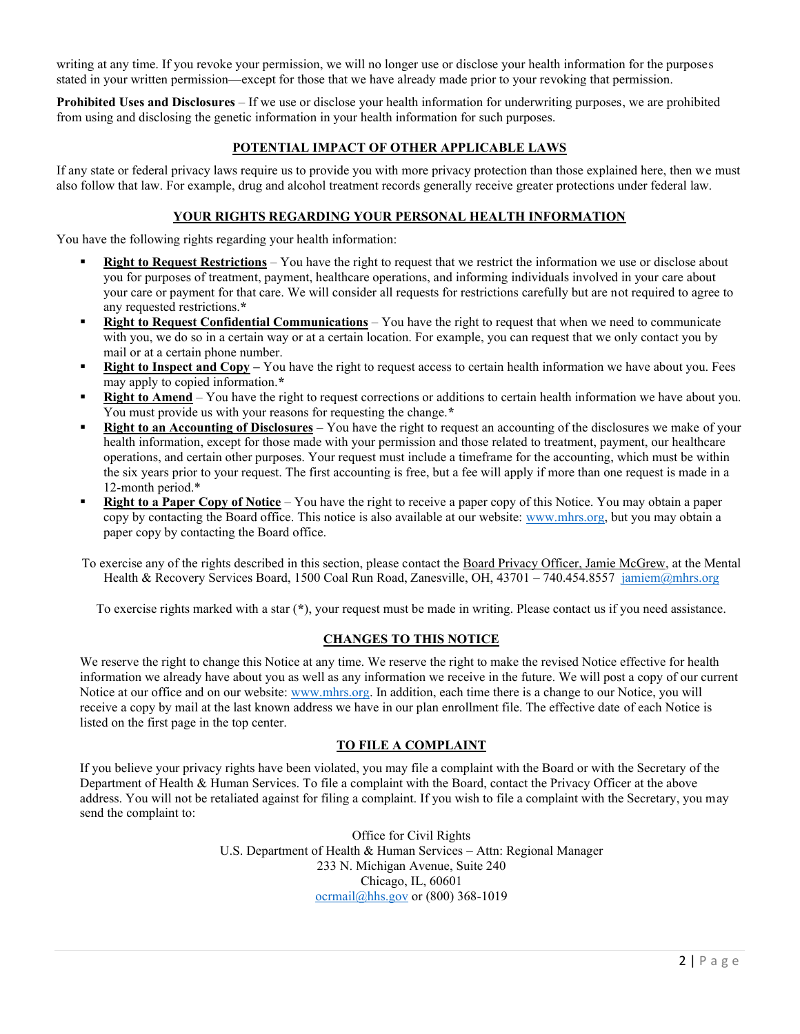writing at any time. If you revoke your permission, we will no longer use or disclose your health information for the purposes stated in your written permission—except for those that we have already made prior to your revoking that permission.

**Prohibited Uses and Disclosures** – If we use or disclose your health information for underwriting purposes, we are prohibited from using and disclosing the genetic information in your health information for such purposes.

## POTENTIAL IMPACT OF OTHER APPLICABLE LAWS

If any state or federal privacy laws require us to provide you with more privacy protection than those explained here, then we must also follow that law. For example, drug and alcohol treatment records generally receive greater protections under federal law.

## YOUR RIGHTS REGARDING YOUR PERSONAL HEALTH INFORMATION

You have the following rights regarding your health information:

- **Right to Request Restrictions** – You have the right to request that we restrict the information we use or disclose about you for purposes of treatment, payment, healthcare operations, and informing individuals involved in your care about your care or payment for that care. We will consider all requests for restrictions carefully but are not required to agree to any requested restrictions.*
- **Right to Request Confidential Communications** – You have the right to request that when we need to communicate with you, we do so in a certain way or at a certain location. For example, you can request that we only contact you by mail or at a certain phone number.
- **Right to Inspect and Copy –** You have the right to request access to certain health information we have about you. Fees may apply to copied information.*
- **Right to Amend** – You have the right to request corrections or additions to certain health information we have about you. You must provide us with your reasons for requesting the change.*
- **Right to an Accounting of Disclosures** – You have the right to request an accounting of the disclosures we make of your health information, except for those made with your permission and those related to treatment, payment, our healthcare operations, and certain other purposes. Your request must include a timeframe for the accounting, which must be within the six years prior to your request. The first accounting is free, but a fee will apply if more than one request is made in a 12-month period.*
- **Right to a Paper Copy of Notice** – You have the right to receive a paper copy of this Notice. You may obtain a paper copy by contacting the Board office. This notice is also available at our website: www.mhrs.org, but you may obtain a paper copy by contacting the Board office.

To exercise any of the rights described in this section, please contact the Board Privacy Officer, Jamie McGrew, at the Mental Health & Recovery Services Board, 1500 Coal Run Road, Zanesville, OH, 43701 – 740.454.8557 jamiem@mhrs.org

To exercise rights marked with a star (*), your request must be made in writing. Please contact us if you need assistance.

## CHANGES TO THIS NOTICE

We reserve the right to change this Notice at any time. We reserve the right to make the revised Notice effective for health information we already have about you as well as any information we receive in the future. We will post a copy of our current Notice at our office and on our website: www.mhrs.org. In addition, each time there is a change to our Notice, you will receive a copy by mail at the last known address we have in our plan enrollment file. The effective date of each Notice is listed on the first page in the top center.

## TO FILE A COMPLAINT

If you believe your privacy rights have been violated, you may file a complaint with the Board or with the Secretary of the Department of Health & Human Services. To file a complaint with the Board, contact the Privacy Officer at the above address. You will not be retaliated against for filing a complaint. If you wish to file a complaint with the Secretary, you may send the complaint to:

Office for Civil Rights
U.S. Department of Health & Human Services – Attn: Regional Manager
233 N. Michigan Avenue, Suite 240
Chicago, IL, 60601
ocrmail@hhs.gov or (800) 368-1019